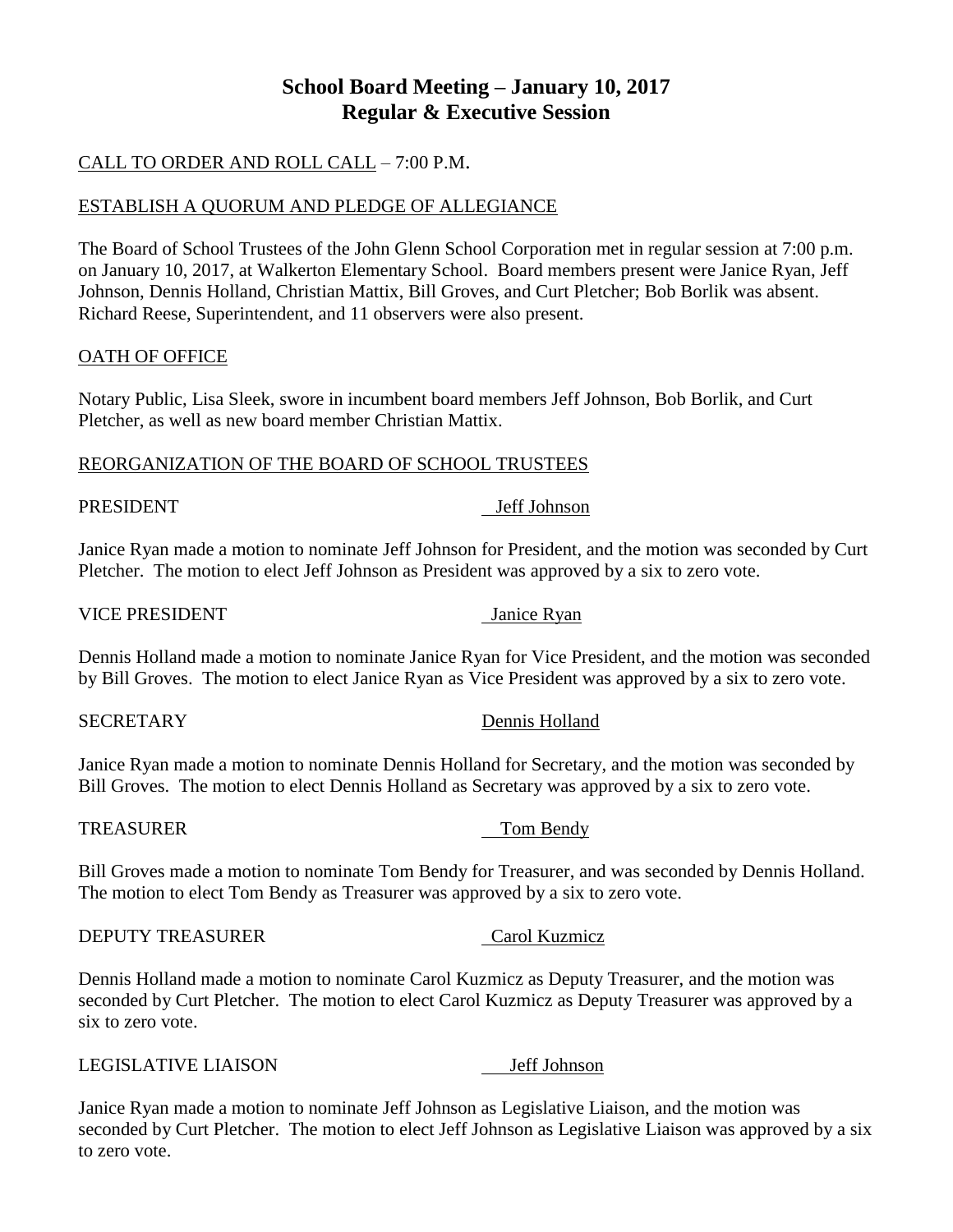# School Board Meeting – January 10, 2017
## Regular & Executive Session

CALL TO ORDER AND ROLL CALL – 7:00 P.M.

ESTABLISH A QUORUM AND PLEDGE OF ALLEGIANCE

The Board of School Trustees of the John Glenn School Corporation met in regular session at 7:00 p.m. on January 10, 2017, at Walkerton Elementary School. Board members present were Janice Ryan, Jeff Johnson, Dennis Holland, Christian Mattix, Bill Groves, and Curt Pletcher; Bob Borlik was absent. Richard Reese, Superintendent, and 11 observers were also present.

OATH OF OFFICE

Notary Public, Lisa Sleek, swore in incumbent board members Jeff Johnson, Bob Borlik, and Curt Pletcher, as well as new board member Christian Mattix.

REORGANIZATION OF THE BOARD OF SCHOOL TRUSTEES

PRESIDENT Jeff Johnson

Janice Ryan made a motion to nominate Jeff Johnson for President, and the motion was seconded by Curt Pletcher. The motion to elect Jeff Johnson as President was approved by a six to zero vote.

VICE PRESIDENT Janice Ryan

Dennis Holland made a motion to nominate Janice Ryan for Vice President, and the motion was seconded by Bill Groves. The motion to elect Janice Ryan as Vice President was approved by a six to zero vote.

SECRETARY Dennis Holland

Janice Ryan made a motion to nominate Dennis Holland for Secretary, and the motion was seconded by Bill Groves. The motion to elect Dennis Holland as Secretary was approved by a six to zero vote.

TREASURER Tom Bendy

Bill Groves made a motion to nominate Tom Bendy for Treasurer, and was seconded by Dennis Holland. The motion to elect Tom Bendy as Treasurer was approved by a six to zero vote.

DEPUTY TREASURER Carol Kuzmicz

Dennis Holland made a motion to nominate Carol Kuzmicz as Deputy Treasurer, and the motion was seconded by Curt Pletcher. The motion to elect Carol Kuzmicz as Deputy Treasurer was approved by a six to zero vote.

LEGISLATIVE LIAISON Jeff Johnson

Janice Ryan made a motion to nominate Jeff Johnson as Legislative Liaison, and the motion was seconded by Curt Pletcher. The motion to elect Jeff Johnson as Legislative Liaison was approved by a six to zero vote.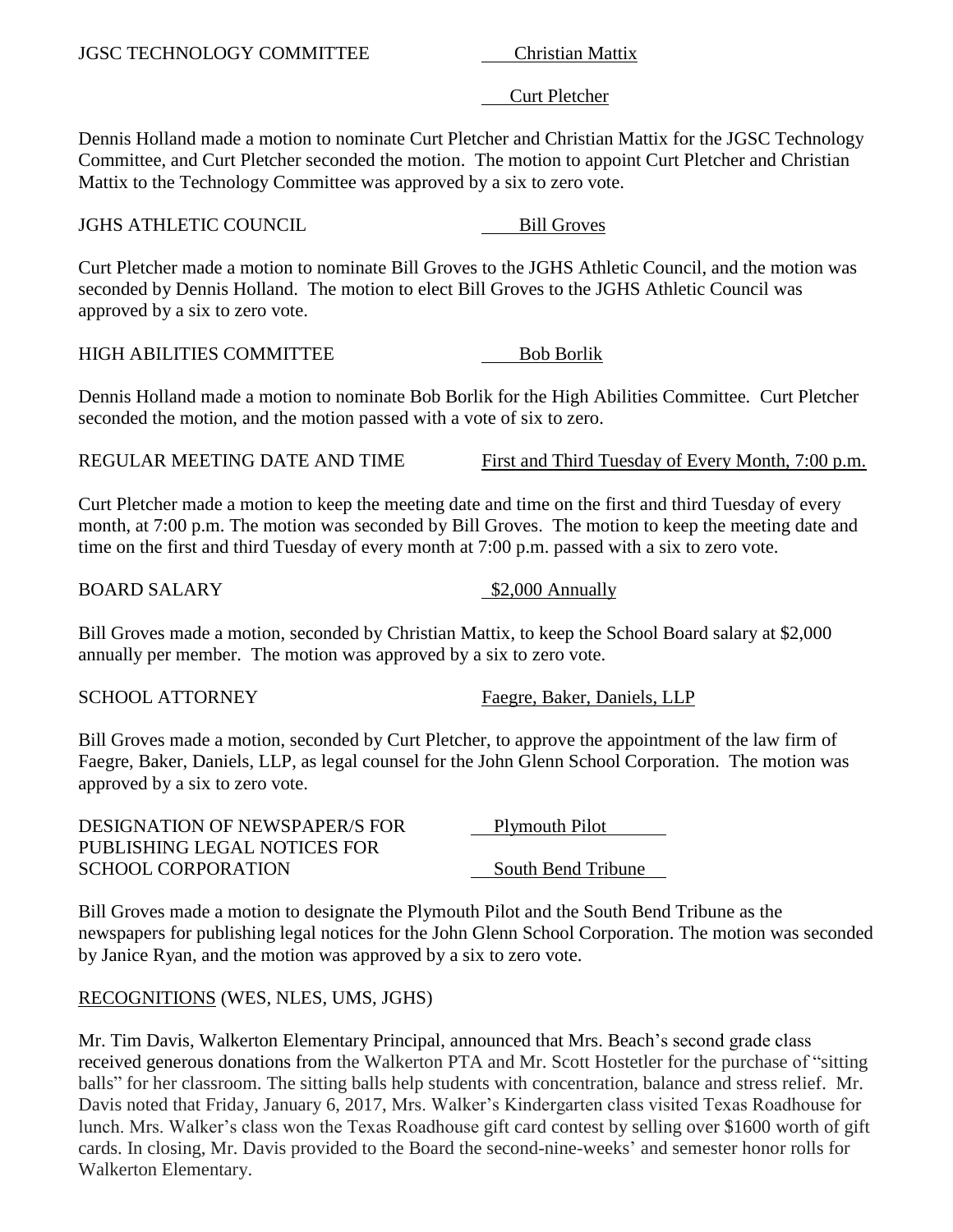JGSC TECHNOLOGY COMMITTEE — Christian Mattix

Curt Pletcher

Dennis Holland made a motion to nominate Curt Pletcher and Christian Mattix for the JGSC Technology Committee, and Curt Pletcher seconded the motion. The motion to appoint Curt Pletcher and Christian Mattix to the Technology Committee was approved by a six to zero vote.

JGHS ATHLETIC COUNCIL — Bill Groves

Curt Pletcher made a motion to nominate Bill Groves to the JGHS Athletic Council, and the motion was seconded by Dennis Holland. The motion to elect Bill Groves to the JGHS Athletic Council was approved by a six to zero vote.

HIGH ABILITIES COMMITTEE — Bob Borlik

Dennis Holland made a motion to nominate Bob Borlik for the High Abilities Committee. Curt Pletcher seconded the motion, and the motion passed with a vote of six to zero.

REGULAR MEETING DATE AND TIME — First and Third Tuesday of Every Month, 7:00 p.m.

Curt Pletcher made a motion to keep the meeting date and time on the first and third Tuesday of every month, at 7:00 p.m. The motion was seconded by Bill Groves. The motion to keep the meeting date and time on the first and third Tuesday of every month at 7:00 p.m. passed with a six to zero vote.

BOARD SALARY — $2,000 Annually

Bill Groves made a motion, seconded by Christian Mattix, to keep the School Board salary at $2,000 annually per member. The motion was approved by a six to zero vote.

SCHOOL ATTORNEY — Faegre, Baker, Daniels, LLP

Bill Groves made a motion, seconded by Curt Pletcher, to approve the appointment of the law firm of Faegre, Baker, Daniels, LLP, as legal counsel for the John Glenn School Corporation. The motion was approved by a six to zero vote.

DESIGNATION OF NEWSPAPER/S FOR PUBLISHING LEGAL NOTICES FOR SCHOOL CORPORATION — Plymouth Pilot; South Bend Tribune

Bill Groves made a motion to designate the Plymouth Pilot and the South Bend Tribune as the newspapers for publishing legal notices for the John Glenn School Corporation. The motion was seconded by Janice Ryan, and the motion was approved by a six to zero vote.

RECOGNITIONS (WES, NLES, UMS, JGHS)

Mr. Tim Davis, Walkerton Elementary Principal, announced that Mrs. Beach's second grade class received generous donations from the Walkerton PTA and Mr. Scott Hostetler for the purchase of "sitting balls" for her classroom. The sitting balls help students with concentration, balance and stress relief. Mr. Davis noted that Friday, January 6, 2017, Mrs. Walker's Kindergarten class visited Texas Roadhouse for lunch. Mrs. Walker's class won the Texas Roadhouse gift card contest by selling over $1600 worth of gift cards. In closing, Mr. Davis provided to the Board the second-nine-weeks' and semester honor rolls for Walkerton Elementary.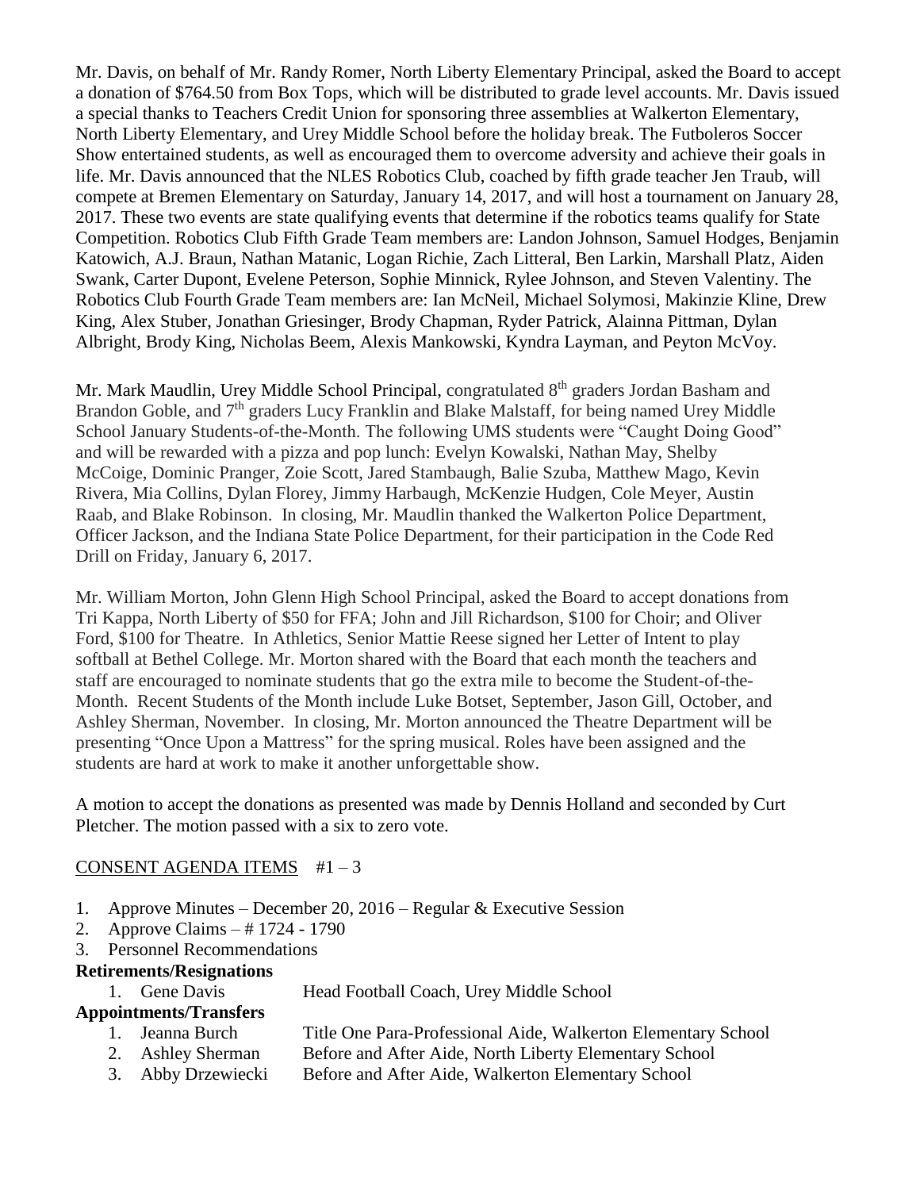Mr. Davis, on behalf of Mr. Randy Romer, North Liberty Elementary Principal, asked the Board to accept a donation of $764.50 from Box Tops, which will be distributed to grade level accounts. Mr. Davis issued a special thanks to Teachers Credit Union for sponsoring three assemblies at Walkerton Elementary, North Liberty Elementary, and Urey Middle School before the holiday break. The Futboleros Soccer Show entertained students, as well as encouraged them to overcome adversity and achieve their goals in life. Mr. Davis announced that the NLES Robotics Club, coached by fifth grade teacher Jen Traub, will compete at Bremen Elementary on Saturday, January 14, 2017, and will host a tournament on January 28, 2017. These two events are state qualifying events that determine if the robotics teams qualify for State Competition. Robotics Club Fifth Grade Team members are: Landon Johnson, Samuel Hodges, Benjamin Katowich, A.J. Braun, Nathan Matanic, Logan Richie, Zach Litteral, Ben Larkin, Marshall Platz, Aiden Swank, Carter Dupont, Evelene Peterson, Sophie Minnick, Rylee Johnson, and Steven Valentiny. The Robotics Club Fourth Grade Team members are: Ian McNeil, Michael Solymosi, Makinzie Kline, Drew King, Alex Stuber, Jonathan Griesinger, Brody Chapman, Ryder Patrick, Alainna Pittman, Dylan Albright, Brody King, Nicholas Beem, Alexis Mankowski, Kyndra Layman, and Peyton McVoy.

Mr. Mark Maudlin, Urey Middle School Principal, congratulated 8th graders Jordan Basham and Brandon Goble, and 7th graders Lucy Franklin and Blake Malstaff, for being named Urey Middle School January Students-of-the-Month. The following UMS students were "Caught Doing Good" and will be rewarded with a pizza and pop lunch: Evelyn Kowalski, Nathan May, Shelby McCoige, Dominic Pranger, Zoie Scott, Jared Stambaugh, Balie Szuba, Matthew Mago, Kevin Rivera, Mia Collins, Dylan Florey, Jimmy Harbaugh, McKenzie Hudgen, Cole Meyer, Austin Raab, and Blake Robinson. In closing, Mr. Maudlin thanked the Walkerton Police Department, Officer Jackson, and the Indiana State Police Department, for their participation in the Code Red Drill on Friday, January 6, 2017.

Mr. William Morton, John Glenn High School Principal, asked the Board to accept donations from Tri Kappa, North Liberty of $50 for FFA; John and Jill Richardson, $100 for Choir; and Oliver Ford, $100 for Theatre. In Athletics, Senior Mattie Reese signed her Letter of Intent to play softball at Bethel College. Mr. Morton shared with the Board that each month the teachers and staff are encouraged to nominate students that go the extra mile to become the Student-of-the-Month. Recent Students of the Month include Luke Botset, September, Jason Gill, October, and Ashley Sherman, November. In closing, Mr. Morton announced the Theatre Department will be presenting "Once Upon a Mattress" for the spring musical. Roles have been assigned and the students are hard at work to make it another unforgettable show.

A motion to accept the donations as presented was made by Dennis Holland and seconded by Curt Pletcher. The motion passed with a six to zero vote.

CONSENT AGENDA ITEMS #1 – 3

1. Approve Minutes – December 20, 2016 – Regular & Executive Session
2. Approve Claims – # 1724 - 1790
3. Personnel Recommendations

**Retirements/Resignations**

1. Gene Davis — Head Football Coach, Urey Middle School

**Appointments/Transfers**

1. Jeanna Burch — Title One Para-Professional Aide, Walkerton Elementary School
2. Ashley Sherman — Before and After Aide, North Liberty Elementary School
3. Abby Drzewiecki — Before and After Aide, Walkerton Elementary School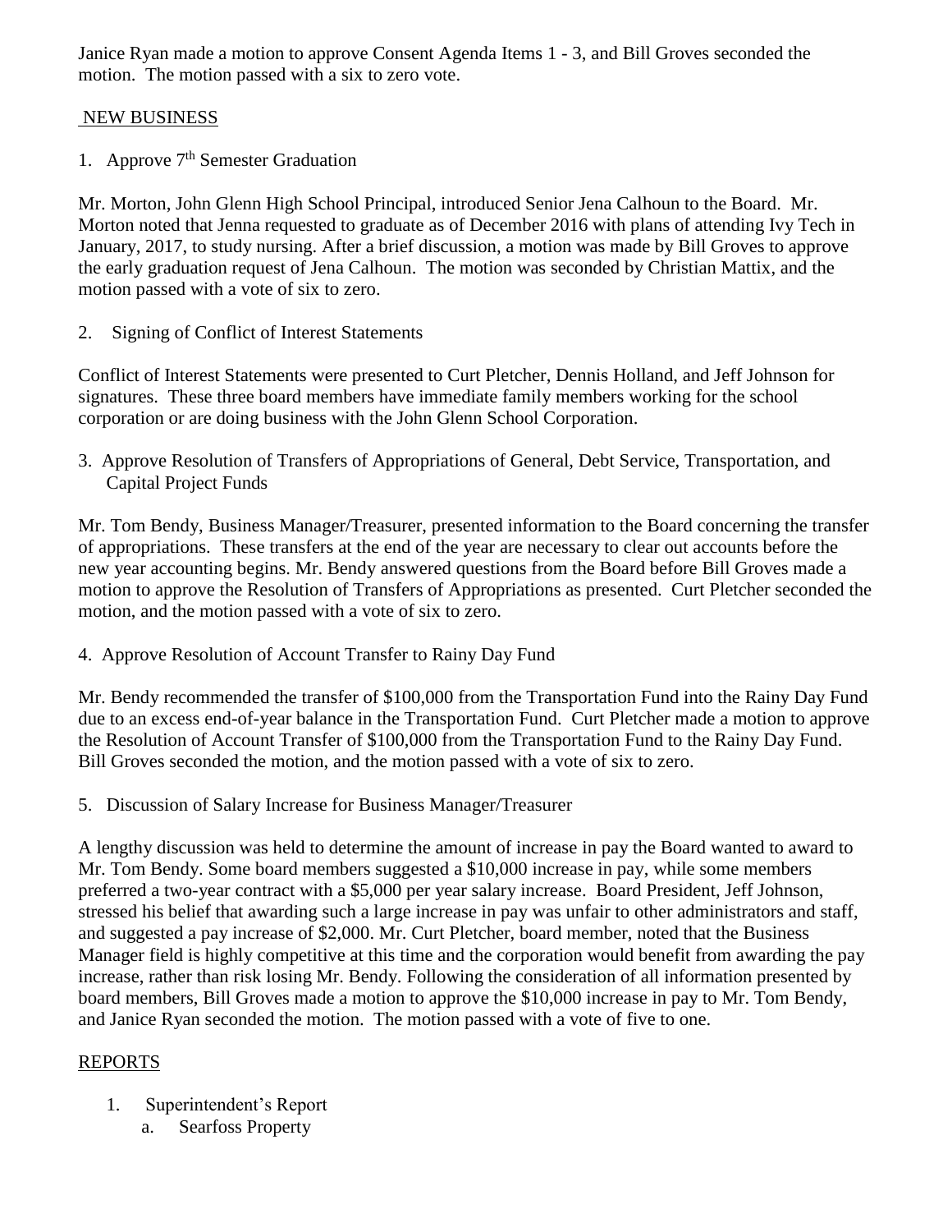Janice Ryan made a motion to approve Consent Agenda Items 1 - 3, and Bill Groves seconded the motion. The motion passed with a six to zero vote.

## NEW BUSINESS

1. Approve 7th Semester Graduation

Mr. Morton, John Glenn High School Principal, introduced Senior Jena Calhoun to the Board. Mr. Morton noted that Jenna requested to graduate as of December 2016 with plans of attending Ivy Tech in January, 2017, to study nursing. After a brief discussion, a motion was made by Bill Groves to approve the early graduation request of Jena Calhoun. The motion was seconded by Christian Mattix, and the motion passed with a vote of six to zero.

2. Signing of Conflict of Interest Statements

Conflict of Interest Statements were presented to Curt Pletcher, Dennis Holland, and Jeff Johnson for signatures. These three board members have immediate family members working for the school corporation or are doing business with the John Glenn School Corporation.

3. Approve Resolution of Transfers of Appropriations of General, Debt Service, Transportation, and Capital Project Funds

Mr. Tom Bendy, Business Manager/Treasurer, presented information to the Board concerning the transfer of appropriations. These transfers at the end of the year are necessary to clear out accounts before the new year accounting begins. Mr. Bendy answered questions from the Board before Bill Groves made a motion to approve the Resolution of Transfers of Appropriations as presented. Curt Pletcher seconded the motion, and the motion passed with a vote of six to zero.

4. Approve Resolution of Account Transfer to Rainy Day Fund

Mr. Bendy recommended the transfer of $100,000 from the Transportation Fund into the Rainy Day Fund due to an excess end-of-year balance in the Transportation Fund. Curt Pletcher made a motion to approve the Resolution of Account Transfer of $100,000 from the Transportation Fund to the Rainy Day Fund. Bill Groves seconded the motion, and the motion passed with a vote of six to zero.

5. Discussion of Salary Increase for Business Manager/Treasurer

A lengthy discussion was held to determine the amount of increase in pay the Board wanted to award to Mr. Tom Bendy. Some board members suggested a $10,000 increase in pay, while some members preferred a two-year contract with a $5,000 per year salary increase. Board President, Jeff Johnson, stressed his belief that awarding such a large increase in pay was unfair to other administrators and staff, and suggested a pay increase of $2,000. Mr. Curt Pletcher, board member, noted that the Business Manager field is highly competitive at this time and the corporation would benefit from awarding the pay increase, rather than risk losing Mr. Bendy. Following the consideration of all information presented by board members, Bill Groves made a motion to approve the $10,000 increase in pay to Mr. Tom Bendy, and Janice Ryan seconded the motion. The motion passed with a vote of five to one.

## REPORTS

1. Superintendent's Report
   a. Searfoss Property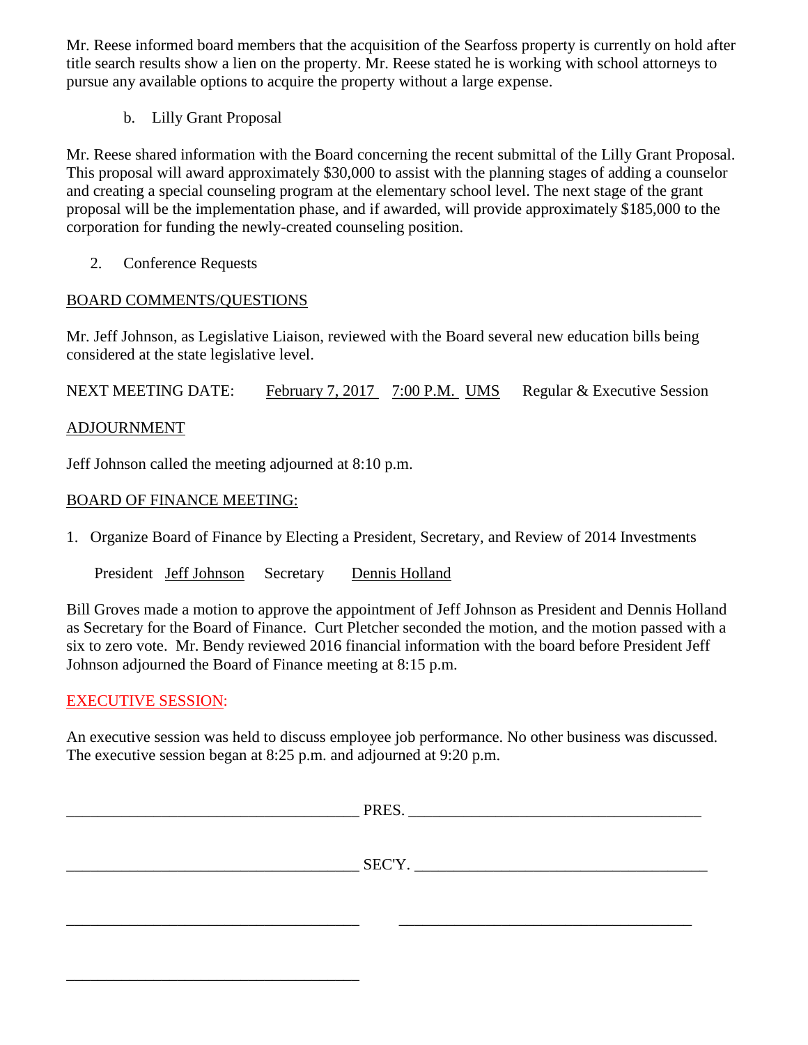Mr. Reese informed board members that the acquisition of the Searfoss property is currently on hold after title search results show a lien on the property. Mr. Reese stated he is working with school attorneys to pursue any available options to acquire the property without a large expense.

b. Lilly Grant Proposal

Mr. Reese shared information with the Board concerning the recent submittal of the Lilly Grant Proposal. This proposal will award approximately $30,000 to assist with the planning stages of adding a counselor and creating a special counseling program at the elementary school level. The next stage of the grant proposal will be the implementation phase, and if awarded, will provide approximately $185,000 to the corporation for funding the newly-created counseling position.

2. Conference Requests

BOARD COMMENTS/QUESTIONS

Mr. Jeff Johnson, as Legislative Liaison, reviewed with the Board several new education bills being considered at the state legislative level.

NEXT MEETING DATE: February 7, 2017 7:00 P.M. UMS Regular & Executive Session

ADJOURNMENT

Jeff Johnson called the meeting adjourned at 8:10 p.m.

BOARD OF FINANCE MEETING:

1. Organize Board of Finance by Electing a President, Secretary, and Review of 2014 Investments

President Jeff Johnson Secretary Dennis Holland

Bill Groves made a motion to approve the appointment of Jeff Johnson as President and Dennis Holland as Secretary for the Board of Finance. Curt Pletcher seconded the motion, and the motion passed with a six to zero vote. Mr. Bendy reviewed 2016 financial information with the board before President Jeff Johnson adjourned the Board of Finance meeting at 8:15 p.m.

EXECUTIVE SESSION:

An executive session was held to discuss employee job performance. No other business was discussed. The executive session began at 8:25 p.m. and adjourned at 9:20 p.m.

\_\_\_\_\_\_\_\_\_\_\_\_\_\_\_\_\_\_\_\_\_\_\_\_\_\_\_\_\_\_\_\_\_\_\_\_\_ PRES. \_\_\_\_\_\_\_\_\_\_\_\_\_\_\_\_\_\_\_\_\_\_\_\_\_\_\_\_\_\_\_\_\_\_\_\_\_

\_\_\_\_\_\_\_\_\_\_\_\_\_\_\_\_\_\_\_\_\_\_\_\_\_\_\_\_\_\_\_\_\_\_\_\_\_ SEC'Y. \_\_\_\_\_\_\_\_\_\_\_\_\_\_\_\_\_\_\_\_\_\_\_\_\_\_\_\_\_\_\_\_\_\_\_\_\_

\_\_\_\_\_\_\_\_\_\_\_\_\_\_\_\_\_\_\_\_\_\_\_\_\_\_\_\_\_\_\_\_\_\_\_\_\_ \_\_\_\_\_\_\_\_\_\_\_\_\_\_\_\_\_\_\_\_\_\_\_\_\_\_\_\_\_\_\_\_\_\_\_\_\_

\_\_\_\_\_\_\_\_\_\_\_\_\_\_\_\_\_\_\_\_\_\_\_\_\_\_\_\_\_\_\_\_\_\_\_\_\_